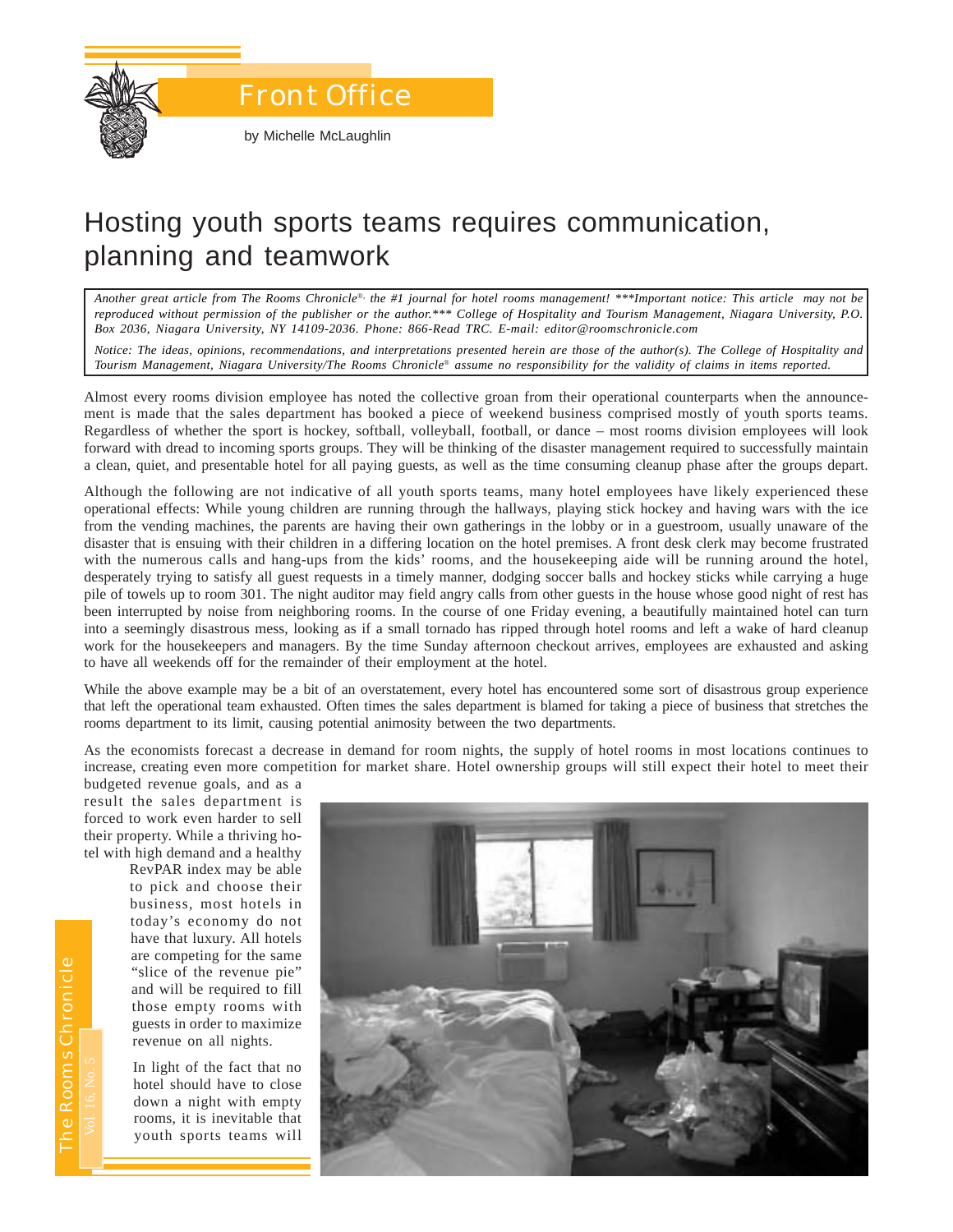# Front Office

by Michelle McLaughlin

## Hosting youth sports teams requires communication, planning and teamwork

*Another great article from The Rooms Chronicle®, the #1 journal for hotel rooms management! ***Important notice: This article may not be reproduced without permission of the publisher or the author.*** College of Hospitality and Tourism Management, Niagara University, P.O. Box 2036, Niagara University, NY 14109-2036. Phone: 866-Read TRC. E-mail: editor@roomschronicle.com*

*Notice: The ideas, opinions, recommendations, and interpretations presented herein are those of the author(s). The College of Hospitality and Tourism Management, Niagara University/The Rooms Chronicle® assume no responsibility for the validity of claims in items reported.*

Almost every rooms division employee has noted the collective groan from their operational counterparts when the announcement is made that the sales department has booked a piece of weekend business comprised mostly of youth sports teams. Regardless of whether the sport is hockey, softball, volleyball, football, or dance – most rooms division employees will look forward with dread to incoming sports groups. They will be thinking of the disaster management required to successfully maintain a clean, quiet, and presentable hotel for all paying guests, as well as the time consuming cleanup phase after the groups depart.

Although the following are not indicative of all youth sports teams, many hotel employees have likely experienced these operational effects: While young children are running through the hallways, playing stick hockey and having wars with the ice from the vending machines, the parents are having their own gatherings in the lobby or in a guestroom, usually unaware of the disaster that is ensuing with their children in a differing location on the hotel premises. A front desk clerk may become frustrated with the numerous calls and hang-ups from the kids' rooms, and the housekeeping aide will be running around the hotel, desperately trying to satisfy all guest requests in a timely manner, dodging soccer balls and hockey sticks while carrying a huge pile of towels up to room 301. The night auditor may field angry calls from other guests in the house whose good night of rest has been interrupted by noise from neighboring rooms. In the course of one Friday evening, a beautifully maintained hotel can turn into a seemingly disastrous mess, looking as if a small tornado has ripped through hotel rooms and left a wake of hard cleanup work for the housekeepers and managers. By the time Sunday afternoon checkout arrives, employees are exhausted and asking to have all weekends off for the remainder of their employment at the hotel.

While the above example may be a bit of an overstatement, every hotel has encountered some sort of disastrous group experience that left the operational team exhausted. Often times the sales department is blamed for taking a piece of business that stretches the rooms department to its limit, causing potential animosity between the two departments.

As the economists forecast a decrease in demand for room nights, the supply of hotel rooms in most locations continues to increase, creating even more competition for market share. Hotel ownership groups will still expect their hotel to meet their budgeted revenue goals, and as a result the sales department is forced to work even harder to sell their property. While a thriving hotel with high demand and a healthy RevPAR index may be able to pick and choose their business, most hotels in today's economy do not have that luxury. All hotels are competing for the same "slice of the revenue pie" and will be required to fill those empty rooms with guests in order to maximize revenue on all nights.

In light of the fact that no hotel should have to close down a night with empty rooms, it is inevitable that youth sports teams will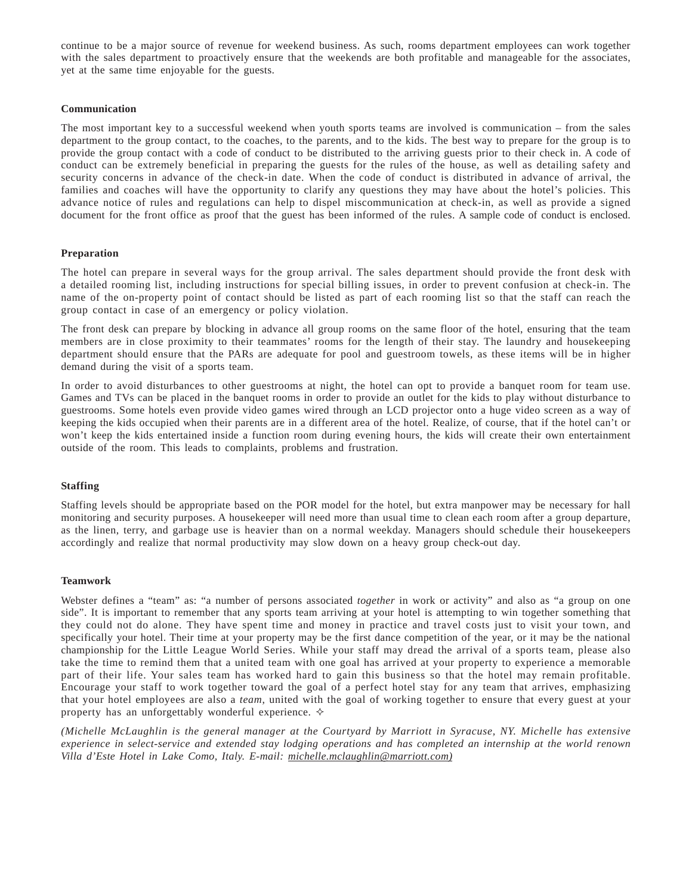continue to be a major source of revenue for weekend business. As such, rooms department employees can work together with the sales department to proactively ensure that the weekends are both profitable and manageable for the associates, yet at the same time enjoyable for the guests.

**Communication**

The most important key to a successful weekend when youth sports teams are involved is communication – from the sales department to the group contact, to the coaches, to the parents, and to the kids. The best way to prepare for the group is to provide the group contact with a code of conduct to be distributed to the arriving guests prior to their check in. A code of conduct can be extremely beneficial in preparing the guests for the rules of the house, as well as detailing safety and security concerns in advance of the check-in date. When the code of conduct is distributed in advance of arrival, the families and coaches will have the opportunity to clarify any questions they may have about the hotel's policies. This advance notice of rules and regulations can help to dispel miscommunication at check-in, as well as provide a signed document for the front office as proof that the guest has been informed of the rules. A sample code of conduct is enclosed.

**Preparation**

The hotel can prepare in several ways for the group arrival. The sales department should provide the front desk with a detailed rooming list, including instructions for special billing issues, in order to prevent confusion at check-in. The name of the on-property point of contact should be listed as part of each rooming list so that the staff can reach the group contact in case of an emergency or policy violation.

The front desk can prepare by blocking in advance all group rooms on the same floor of the hotel, ensuring that the team members are in close proximity to their teammates' rooms for the length of their stay. The laundry and housekeeping department should ensure that the PARs are adequate for pool and guestroom towels, as these items will be in higher demand during the visit of a sports team.

In order to avoid disturbances to other guestrooms at night, the hotel can opt to provide a banquet room for team use. Games and TVs can be placed in the banquet rooms in order to provide an outlet for the kids to play without disturbance to guestrooms. Some hotels even provide video games wired through an LCD projector onto a huge video screen as a way of keeping the kids occupied when their parents are in a different area of the hotel. Realize, of course, that if the hotel can't or won't keep the kids entertained inside a function room during evening hours, the kids will create their own entertainment outside of the room. This leads to complaints, problems and frustration.

**Staffing**

Staffing levels should be appropriate based on the POR model for the hotel, but extra manpower may be necessary for hall monitoring and security purposes. A housekeeper will need more than usual time to clean each room after a group departure, as the linen, terry, and garbage use is heavier than on a normal weekday. Managers should schedule their housekeepers accordingly and realize that normal productivity may slow down on a heavy group check-out day.

**Teamwork**

Webster defines a "team" as: "a number of persons associated *together* in work or activity" and also as "a group on one side". It is important to remember that any sports team arriving at your hotel is attempting to win together something that they could not do alone. They have spent time and money in practice and travel costs just to visit your town, and specifically your hotel. Their time at your property may be the first dance competition of the year, or it may be the national championship for the Little League World Series. While your staff may dread the arrival of a sports team, please also take the time to remind them that a united team with one goal has arrived at your property to experience a memorable part of their life. Your sales team has worked hard to gain this business so that the hotel may remain profitable. Encourage your staff to work together toward the goal of a perfect hotel stay for any team that arrives, emphasizing that your hotel employees are also a *team*, united with the goal of working together to ensure that every guest at your property has an unforgettably wonderful experience. ✧

*(Michelle McLaughlin is the general manager at the Courtyard by Marriott in Syracuse, NY. Michelle has extensive experience in select-service and extended stay lodging operations and has completed an internship at the world renown Villa d'Este Hotel in Lake Como, Italy. E-mail: michelle.mclaughlin@marriott.com)*